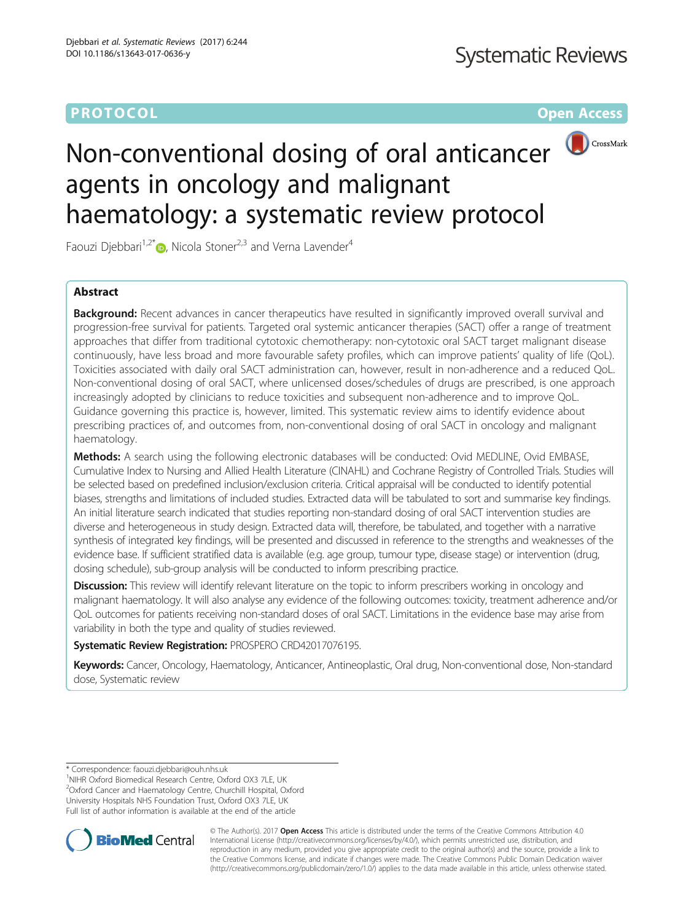PROTOCOL

Open Access

# Non-conventional dosing of oral anticancer agents in oncology and malignant haematology: a systematic review protocol

Faouzi Djebbari[1,2*], Nicola Stoner[2,3] and Verna Lavender[4]

## Abstract

**Background:** Recent advances in cancer therapeutics have resulted in significantly improved overall survival and progression-free survival for patients. Targeted oral systemic anticancer therapies (SACT) offer a range of treatment approaches that differ from traditional cytotoxic chemotherapy: non-cytotoxic oral SACT target malignant disease continuously, have less broad and more favourable safety profiles, which can improve patients' quality of life (QoL). Toxicities associated with daily oral SACT administration can, however, result in non-adherence and a reduced QoL. Non-conventional dosing of oral SACT, where unlicensed doses/schedules of drugs are prescribed, is one approach increasingly adopted by clinicians to reduce toxicities and subsequent non-adherence and to improve QoL. Guidance governing this practice is, however, limited. This systematic review aims to identify evidence about prescribing practices of, and outcomes from, non-conventional dosing of oral SACT in oncology and malignant haematology.

**Methods:** A search using the following electronic databases will be conducted: Ovid MEDLINE, Ovid EMBASE, Cumulative Index to Nursing and Allied Health Literature (CINAHL) and Cochrane Registry of Controlled Trials. Studies will be selected based on predefined inclusion/exclusion criteria. Critical appraisal will be conducted to identify potential biases, strengths and limitations of included studies. Extracted data will be tabulated to sort and summarise key findings. An initial literature search indicated that studies reporting non-standard dosing of oral SACT intervention studies are diverse and heterogeneous in study design. Extracted data will, therefore, be tabulated, and together with a narrative synthesis of integrated key findings, will be presented and discussed in reference to the strengths and weaknesses of the evidence base. If sufficient stratified data is available (e.g. age group, tumour type, disease stage) or intervention (drug, dosing schedule), sub-group analysis will be conducted to inform prescribing practice.

**Discussion:** This review will identify relevant literature on the topic to inform prescribers working in oncology and malignant haematology. It will also analyse any evidence of the following outcomes: toxicity, treatment adherence and/or QoL outcomes for patients receiving non-standard doses of oral SACT. Limitations in the evidence base may arise from variability in both the type and quality of studies reviewed.

**Systematic Review Registration:** PROSPERO CRD42017076195.

**Keywords:** Cancer, Oncology, Haematology, Anticancer, Antineoplastic, Oral drug, Non-conventional dose, Non-standard dose, Systematic review

\* Correspondence: faouzi.djebbari@ouh.nhs.uk
[1]NIHR Oxford Biomedical Research Centre, Oxford OX3 7LE, UK
[2]Oxford Cancer and Haematology Centre, Churchill Hospital, Oxford University Hospitals NHS Foundation Trust, Oxford OX3 7LE, UK
Full list of author information is available at the end of the article

© The Author(s). 2017 **Open Access** This article is distributed under the terms of the Creative Commons Attribution 4.0 International License (http://creativecommons.org/licenses/by/4.0/), which permits unrestricted use, distribution, and reproduction in any medium, provided you give appropriate credit to the original author(s) and the source, provide a link to the Creative Commons license, and indicate if changes were made. The Creative Commons Public Domain Dedication waiver (http://creativecommons.org/publicdomain/zero/1.0/) applies to the data made available in this article, unless otherwise stated.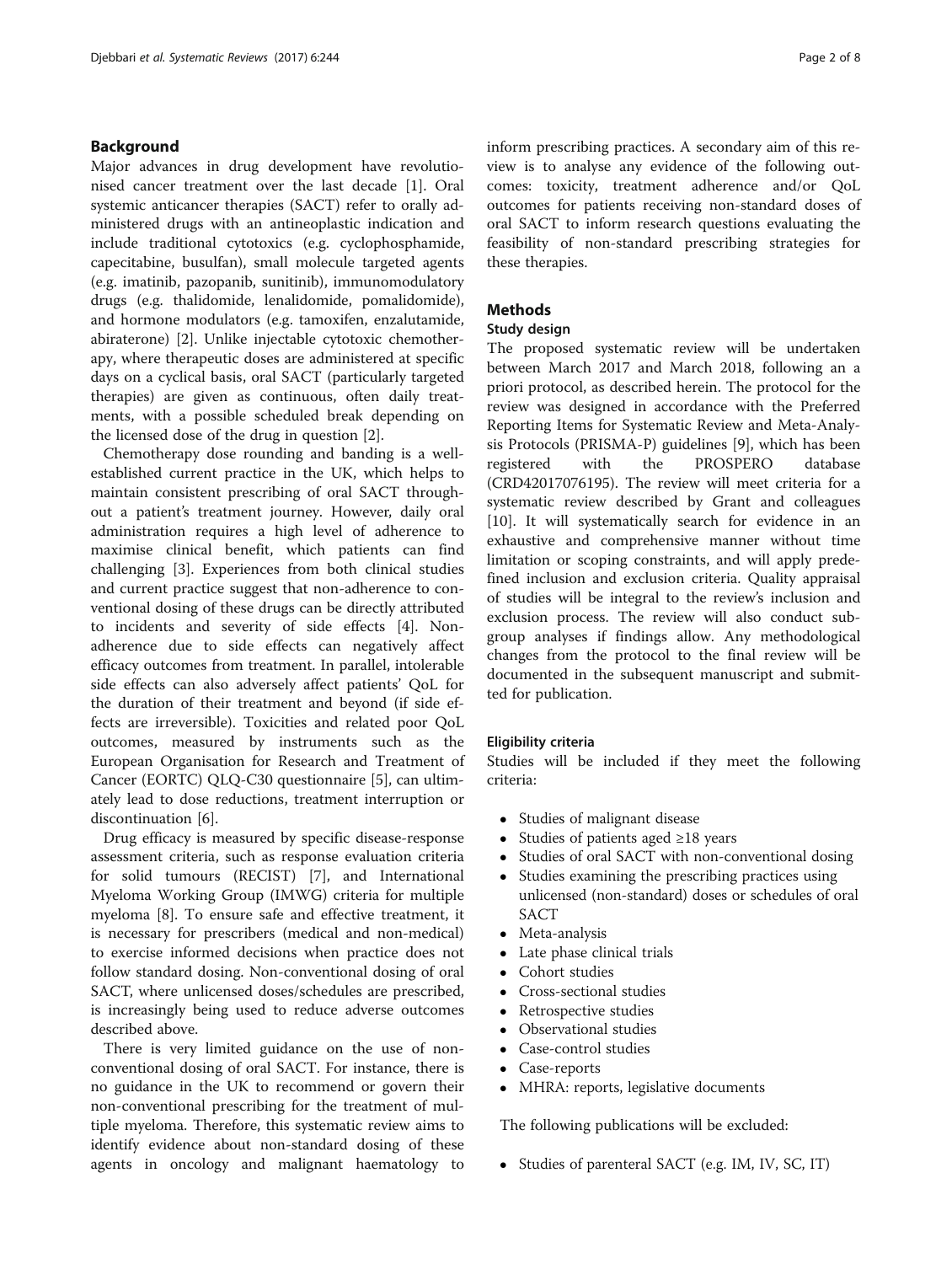## Background

Major advances in drug development have revolutionised cancer treatment over the last decade [1]. Oral systemic anticancer therapies (SACT) refer to orally administered drugs with an antineoplastic indication and include traditional cytotoxics (e.g. cyclophosphamide, capecitabine, busulfan), small molecule targeted agents (e.g. imatinib, pazopanib, sunitinib), immunomodulatory drugs (e.g. thalidomide, lenalidomide, pomalidomide), and hormone modulators (e.g. tamoxifen, enzalutamide, abiraterone) [2]. Unlike injectable cytotoxic chemotherapy, where therapeutic doses are administered at specific days on a cyclical basis, oral SACT (particularly targeted therapies) are given as continuous, often daily treatments, with a possible scheduled break depending on the licensed dose of the drug in question [2].

Chemotherapy dose rounding and banding is a well-established current practice in the UK, which helps to maintain consistent prescribing of oral SACT throughout a patient's treatment journey. However, daily oral administration requires a high level of adherence to maximise clinical benefit, which patients can find challenging [3]. Experiences from both clinical studies and current practice suggest that non-adherence to conventional dosing of these drugs can be directly attributed to incidents and severity of side effects [4]. Non-adherence due to side effects can negatively affect efficacy outcomes from treatment. In parallel, intolerable side effects can also adversely affect patients' QoL for the duration of their treatment and beyond (if side effects are irreversible). Toxicities and related poor QoL outcomes, measured by instruments such as the European Organisation for Research and Treatment of Cancer (EORTC) QLQ-C30 questionnaire [5], can ultimately lead to dose reductions, treatment interruption or discontinuation [6].

Drug efficacy is measured by specific disease-response assessment criteria, such as response evaluation criteria for solid tumours (RECIST) [7], and International Myeloma Working Group (IMWG) criteria for multiple myeloma [8]. To ensure safe and effective treatment, it is necessary for prescribers (medical and non-medical) to exercise informed decisions when practice does not follow standard dosing. Non-conventional dosing of oral SACT, where unlicensed doses/schedules are prescribed, is increasingly being used to reduce adverse outcomes described above.

There is very limited guidance on the use of non-conventional dosing of oral SACT. For instance, there is no guidance in the UK to recommend or govern their non-conventional prescribing for the treatment of multiple myeloma. Therefore, this systematic review aims to identify evidence about non-standard dosing of these agents in oncology and malignant haematology to inform prescribing practices. A secondary aim of this review is to analyse any evidence of the following outcomes: toxicity, treatment adherence and/or QoL outcomes for patients receiving non-standard doses of oral SACT to inform research questions evaluating the feasibility of non-standard prescribing strategies for these therapies.

## Methods

### Study design

The proposed systematic review will be undertaken between March 2017 and March 2018, following an a priori protocol, as described herein. The protocol for the review was designed in accordance with the Preferred Reporting Items for Systematic Review and Meta-Analysis Protocols (PRISMA-P) guidelines [9], which has been registered with the PROSPERO database (CRD42017076195). The review will meet criteria for a systematic review described by Grant and colleagues [10]. It will systematically search for evidence in an exhaustive and comprehensive manner without time limitation or scoping constraints, and will apply predefined inclusion and exclusion criteria. Quality appraisal of studies will be integral to the review's inclusion and exclusion process. The review will also conduct subgroup analyses if findings allow. Any methodological changes from the protocol to the final review will be documented in the subsequent manuscript and submitted for publication.

#### Eligibility criteria

Studies will be included if they meet the following criteria:

- Studies of malignant disease
- Studies of patients aged ≥18 years
- Studies of oral SACT with non-conventional dosing
- Studies examining the prescribing practices using unlicensed (non-standard) doses or schedules of oral SACT
- Meta-analysis
- Late phase clinical trials
- Cohort studies
- Cross-sectional studies
- Retrospective studies
- Observational studies
- Case-control studies
- Case-reports
- MHRA: reports, legislative documents

The following publications will be excluded:

- Studies of parenteral SACT (e.g. IM, IV, SC, IT)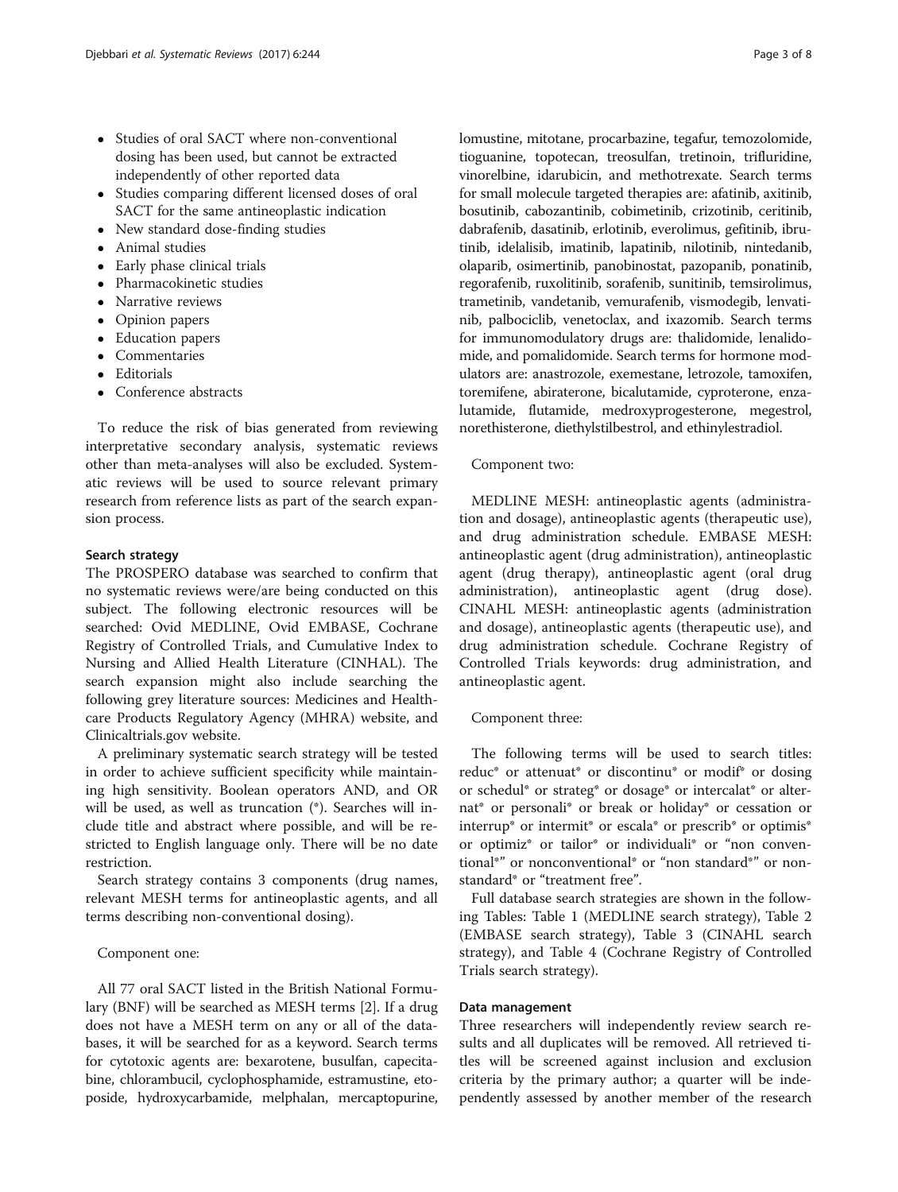- Studies of oral SACT where non-conventional dosing has been used, but cannot be extracted independently of other reported data
- Studies comparing different licensed doses of oral SACT for the same antineoplastic indication
- New standard dose-finding studies
- Animal studies
- Early phase clinical trials
- Pharmacokinetic studies
- Narrative reviews
- Opinion papers
- Education papers
- Commentaries
- Editorials
- Conference abstracts

To reduce the risk of bias generated from reviewing interpretative secondary analysis, systematic reviews other than meta-analyses will also be excluded. Systematic reviews will be used to source relevant primary research from reference lists as part of the search expansion process.

#### Search strategy

The PROSPERO database was searched to confirm that no systematic reviews were/are being conducted on this subject. The following electronic resources will be searched: Ovid MEDLINE, Ovid EMBASE, Cochrane Registry of Controlled Trials, and Cumulative Index to Nursing and Allied Health Literature (CINHAL). The search expansion might also include searching the following grey literature sources: Medicines and Healthcare Products Regulatory Agency (MHRA) website, and Clinicaltrials.gov website.

A preliminary systematic search strategy will be tested in order to achieve sufficient specificity while maintaining high sensitivity. Boolean operators AND, and OR will be used, as well as truncation (*). Searches will include title and abstract where possible, and will be restricted to English language only. There will be no date restriction.

Search strategy contains 3 components (drug names, relevant MESH terms for antineoplastic agents, and all terms describing non-conventional dosing).

Component one:

All 77 oral SACT listed in the British National Formulary (BNF) will be searched as MESH terms [2]. If a drug does not have a MESH term on any or all of the databases, it will be searched for as a keyword. Search terms for cytotoxic agents are: bexarotene, busulfan, capecitabine, chlorambucil, cyclophosphamide, estramustine, etoposide, hydroxycarbamide, melphalan, mercaptopurine, lomustine, mitotane, procarbazine, tegafur, temozolomide, tioguanine, topotecan, treosulfan, tretinoin, trifluridine, vinorelbine, idarubicin, and methotrexate. Search terms for small molecule targeted therapies are: afatinib, axitinib, bosutinib, cabozantinib, cobimetinib, crizotinib, ceritinib, dabrafenib, dasatinib, erlotinib, everolimus, gefitinib, ibrutinib, idelalisib, imatinib, lapatinib, nilotinib, nintedanib, olaparib, osimertinib, panobinostat, pazopanib, ponatinib, regorafenib, ruxolitinib, sorafenib, sunitinib, temsirolimus, trametinib, vandetanib, vemurafenib, vismodegib, lenvatinib, palbociclib, venetoclax, and ixazomib. Search terms for immunomodulatory drugs are: thalidomide, lenalidomide, and pomalidomide. Search terms for hormone modulators are: anastrozole, exemestane, letrozole, tamoxifen, toremifene, abiraterone, bicalutamide, cyproterone, enzalutamide, flutamide, medroxyprogesterone, megestrol, norethisterone, diethylstilbestrol, and ethinylestradiol.

Component two:

MEDLINE MESH: antineoplastic agents (administration and dosage), antineoplastic agents (therapeutic use), and drug administration schedule. EMBASE MESH: antineoplastic agent (drug administration), antineoplastic agent (drug therapy), antineoplastic agent (oral drug administration), antineoplastic agent (drug dose). CINAHL MESH: antineoplastic agents (administration and dosage), antineoplastic agents (therapeutic use), and drug administration schedule. Cochrane Registry of Controlled Trials keywords: drug administration, and antineoplastic agent.

Component three:

The following terms will be used to search titles: reduc* or attenuat* or discontinu* or modif* or dosing or schedul* or strateg* or dosage* or intercalat* or alternat* or personali* or break or holiday* or cessation or interrup* or intermit* or escala* or prescrib* or optimis* or optimiz* or tailor* or individuali* or "non conventional*" or nonconventional* or "non standard*" or nonstandard* or "treatment free".

Full database search strategies are shown in the following Tables: Table 1 (MEDLINE search strategy), Table 2 (EMBASE search strategy), Table 3 (CINAHL search strategy), and Table 4 (Cochrane Registry of Controlled Trials search strategy).

#### Data management

Three researchers will independently review search results and all duplicates will be removed. All retrieved titles will be screened against inclusion and exclusion criteria by the primary author; a quarter will be independently assessed by another member of the research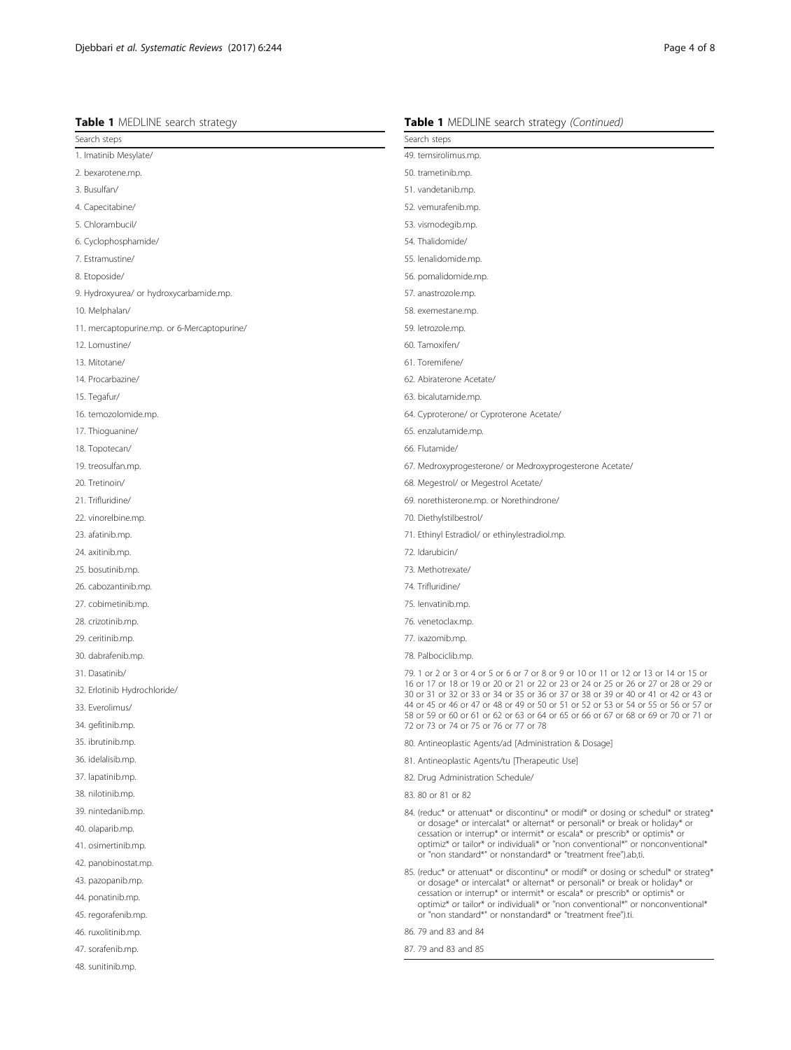**Table 1** MEDLINE search strategy

| Search steps |
| --- |
| 1. Imatinib Mesylate/ |
| 2. bexarotene.mp. |
| 3. Busulfan/ |
| 4. Capecitabine/ |
| 5. Chlorambucil/ |
| 6. Cyclophosphamide/ |
| 7. Estramustine/ |
| 8. Etoposide/ |
| 9. Hydroxyurea/ or hydroxycarbamide.mp. |
| 10. Melphalan/ |
| 11. mercaptopurine.mp. or 6-Mercaptopurine/ |
| 12. Lomustine/ |
| 13. Mitotane/ |
| 14. Procarbazine/ |
| 15. Tegafur/ |
| 16. temozolomide.mp. |
| 17. Thioguanine/ |
| 18. Topotecan/ |
| 19. treosulfan.mp. |
| 20. Tretinoin/ |
| 21. Trifluridine/ |
| 22. vinorelbine.mp. |
| 23. afatinib.mp. |
| 24. axitinib.mp. |
| 25. bosutinib.mp. |
| 26. cabozantinib.mp. |
| 27. cobimetinib.mp. |
| 28. crizotinib.mp. |
| 29. ceritinib.mp. |
| 30. dabrafenib.mp. |
| 31. Dasatinib/ |
| 32. Erlotinib Hydrochloride/ |
| 33. Everolimus/ |
| 34. gefitinib.mp. |
| 35. ibrutinib.mp. |
| 36. idelalisib.mp. |
| 37. lapatinib.mp. |
| 38. nilotinib.mp. |
| 39. nintedanib.mp. |
| 40. olaparib.mp. |
| 41. osimertinib.mp. |
| 42. panobinostat.mp. |
| 43. pazopanib.mp. |
| 44. ponatinib.mp. |
| 45. regorafenib.mp. |
| 46. ruxolitinib.mp. |
| 47. sorafenib.mp. |
| 48. sunitinib.mp. |
| 49. temsirolimus.mp. |
| 50. trametinib.mp. |
| 51. vandetanib.mp. |
| 52. vemurafenib.mp. |
| 53. vismodegib.mp. |
| 54. Thalidomide/ |
| 55. lenalidomide.mp. |
| 56. pomalidomide.mp. |
| 57. anastrozole.mp. |
| 58. exemestane.mp. |
| 59. letrozole.mp. |
| 60. Tamoxifen/ |
| 61. Toremifene/ |
| 62. Abiraterone Acetate/ |
| 63. bicalutamide.mp. |
| 64. Cyproterone/ or Cyproterone Acetate/ |
| 65. enzalutamide.mp. |
| 66. Flutamide/ |
| 67. Medroxyprogesterone/ or Medroxyprogesterone Acetate/ |
| 68. Megestrol/ or Megestrol Acetate/ |
| 69. norethisterone.mp. or Norethindrone/ |
| 70. Diethylstilbestrol/ |
| 71. Ethinyl Estradiol/ or ethinylestradiol.mp. |
| 72. Idarubicin/ |
| 73. Methotrexate/ |
| 74. Trifluridine/ |
| 75. lenvatinib.mp. |
| 76. venetoclax.mp. |
| 77. ixazomib.mp. |
| 78. Palbociclib.mp. |
| 79. 1 or 2 or 3 or 4 or 5 or 6 or 7 or 8 or 9 or 10 or 11 or 12 or 13 or 14 or 15 or 16 or 17 or 18 or 19 or 20 or 21 or 22 or 23 or 24 or 25 or 26 or 27 or 28 or 29 or 30 or 31 or 32 or 33 or 34 or 35 or 36 or 37 or 38 or 39 or 40 or 41 or 42 or 43 or 44 or 45 or 46 or 47 or 48 or 49 or 50 or 51 or 52 or 53 or 54 or 55 or 56 or 57 or 58 or 59 or 60 or 61 or 62 or 63 or 64 or 65 or 66 or 67 or 68 or 69 or 70 or 71 or 72 or 73 or 74 or 75 or 76 or 77 or 78 |
| 80. Antineoplastic Agents/ad [Administration & Dosage] |
| 81. Antineoplastic Agents/tu [Therapeutic Use] |
| 82. Drug Administration Schedule/ |
| 83. 80 or 81 or 82 |
| 84. (reduc* or attenuat* or discontinu* or modif* or dosing or schedul* or strateg* or dosage* or intercalat* or alternat* or personali* or break or holiday* or cessation or interrup* or intermit* or escala* or prescrib* or optimis* or optimiz* or tailor* or individuali* or "non conventional*" or nonconventional* or "non standard*" or nonstandard* or "treatment free").ab,ti. |
| 85. (reduc* or attenuat* or discontinu* or modif* or dosing or schedul* or strateg* or dosage* or intercalat* or alternat* or personali* or break or holiday* or cessation or interrup* or intermit* or escala* or prescrib* or optimis* or optimiz* or tailor* or individuali* or "non conventional*" or nonconventional* or "non standard*" or nonstandard* or "treatment free").ti. |
| 86. 79 and 83 and 84 |
| 87. 79 and 83 and 85 |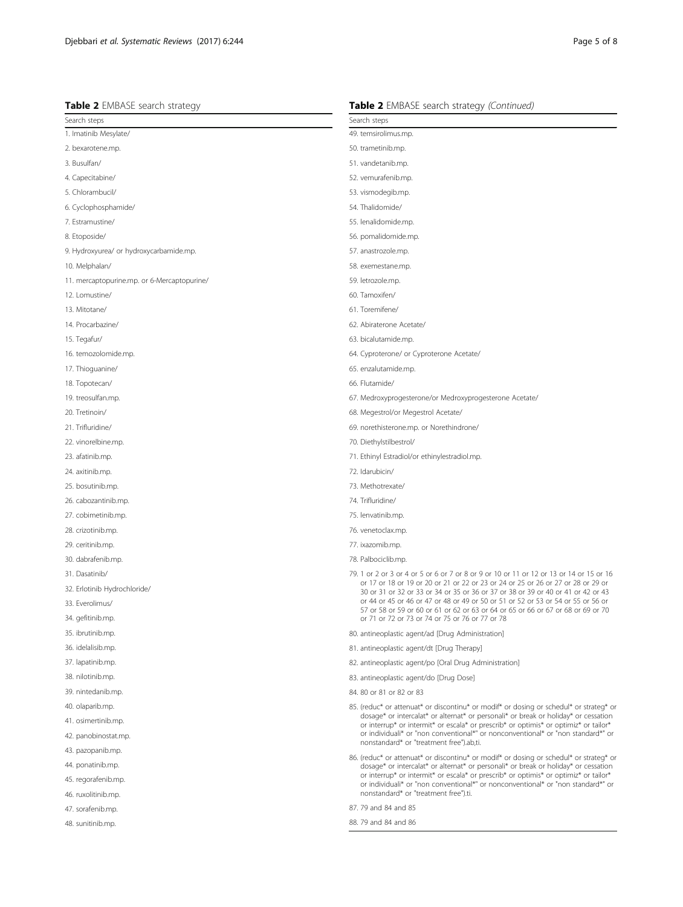**Table 2** EMBASE search strategy

| Search steps |
| --- |
| 1. Imatinib Mesylate/ |
| 2. bexarotene.mp. |
| 3. Busulfan/ |
| 4. Capecitabine/ |
| 5. Chlorambucil/ |
| 6. Cyclophosphamide/ |
| 7. Estramustine/ |
| 8. Etoposide/ |
| 9. Hydroxyurea/ or hydroxycarbamide.mp. |
| 10. Melphalan/ |
| 11. mercaptopurine.mp. or 6-Mercaptopurine/ |
| 12. Lomustine/ |
| 13. Mitotane/ |
| 14. Procarbazine/ |
| 15. Tegafur/ |
| 16. temozolomide.mp. |
| 17. Thioguanine/ |
| 18. Topotecan/ |
| 19. treosulfan.mp. |
| 20. Tretinoin/ |
| 21. Trifluridine/ |
| 22. vinorelbine.mp. |
| 23. afatinib.mp. |
| 24. axitinib.mp. |
| 25. bosutinib.mp. |
| 26. cabozantinib.mp. |
| 27. cobimetinib.mp. |
| 28. crizotinib.mp. |
| 29. ceritinib.mp. |
| 30. dabrafenib.mp. |
| 31. Dasatinib/ |
| 32. Erlotinib Hydrochloride/ |
| 33. Everolimus/ |
| 34. gefitinib.mp. |
| 35. ibrutinib.mp. |
| 36. idelalisib.mp. |
| 37. lapatinib.mp. |
| 38. nilotinib.mp. |
| 39. nintedanib.mp. |
| 40. olaparib.mp. |
| 41. osimertinib.mp. |
| 42. panobinostat.mp. |
| 43. pazopanib.mp. |
| 44. ponatinib.mp. |
| 45. regorafenib.mp. |
| 46. ruxolitinib.mp. |
| 47. sorafenib.mp. |
| 48. sunitinib.mp. |
| 49. temsirolimus.mp. |
| 50. trametinib.mp. |
| 51. vandetanib.mp. |
| 52. vemurafenib.mp. |
| 53. vismodegib.mp. |
| 54. Thalidomide/ |
| 55. lenalidomide.mp. |
| 56. pomalidomide.mp. |
| 57. anastrozole.mp. |
| 58. exemestane.mp. |
| 59. letrozole.mp. |
| 60. Tamoxifen/ |
| 61. Toremifene/ |
| 62. Abiraterone Acetate/ |
| 63. bicalutamide.mp. |
| 64. Cyproterone/ or Cyproterone Acetate/ |
| 65. enzalutamide.mp. |
| 66. Flutamide/ |
| 67. Medroxyprogesterone/or Medroxyprogesterone Acetate/ |
| 68. Megestrol/or Megestrol Acetate/ |
| 69. norethisterone.mp. or Norethindrone/ |
| 70. Diethylstilbestrol/ |
| 71. Ethinyl Estradiol/or ethinylestradiol.mp. |
| 72. Idarubicin/ |
| 73. Methotrexate/ |
| 74. Trifluridine/ |
| 75. lenvatinib.mp. |
| 76. venetoclax.mp. |
| 77. ixazomib.mp. |
| 78. Palbociclib.mp. |
| 79. 1 or 2 or 3 or 4 or 5 or 6 or 7 or 8 or 9 or 10 or 11 or 12 or 13 or 14 or 15 or 16 or 17 or 18 or 19 or 20 or 21 or 22 or 23 or 24 or 25 or 26 or 27 or 28 or 29 or 30 or 31 or 32 or 33 or 34 or 35 or 36 or 37 or 38 or 39 or 40 or 41 or 42 or 43 or 44 or 45 or 46 or 47 or 48 or 49 or 50 or 51 or 52 or 53 or 54 or 55 or 56 or 57 or 58 or 59 or 60 or 61 or 62 or 63 or 64 or 65 or 66 or 67 or 68 or 69 or 70 or 71 or 72 or 73 or 74 or 75 or 76 or 77 or 78 |
| 80. antineoplastic agent/ad [Drug Administration] |
| 81. antineoplastic agent/dt [Drug Therapy] |
| 82. antineoplastic agent/po [Oral Drug Administration] |
| 83. antineoplastic agent/do [Drug Dose] |
| 84. 80 or 81 or 82 or 83 |
| 85. (reduc* or attenuat* or discontinu* or modif* or dosing or schedul* or strateg* or dosage* or intercalat* or alternat* or personali* or break or holiday* or cessation or interrup* or intermit* or escala* or prescrib* or optimis* or optimiz* or tailor* or individuali* or "non conventional*" or nonconventional* or "non standard*" or nonstandard* or "treatment free").ab,ti. |
| 86. (reduc* or attenuat* or discontinu* or modif* or dosing or schedul* or strateg* or dosage* or intercalat* or alternat* or personali* or break or holiday* or cessation or interrup* or intermit* or escala* or prescrib* or optimis* or optimiz* or tailor* or individuali* or "non conventional*" or nonconventional* or "non standard*" or nonstandard* or "treatment free").ti. |
| 87. 79 and 84 and 85 |
| 88. 79 and 84 and 86 |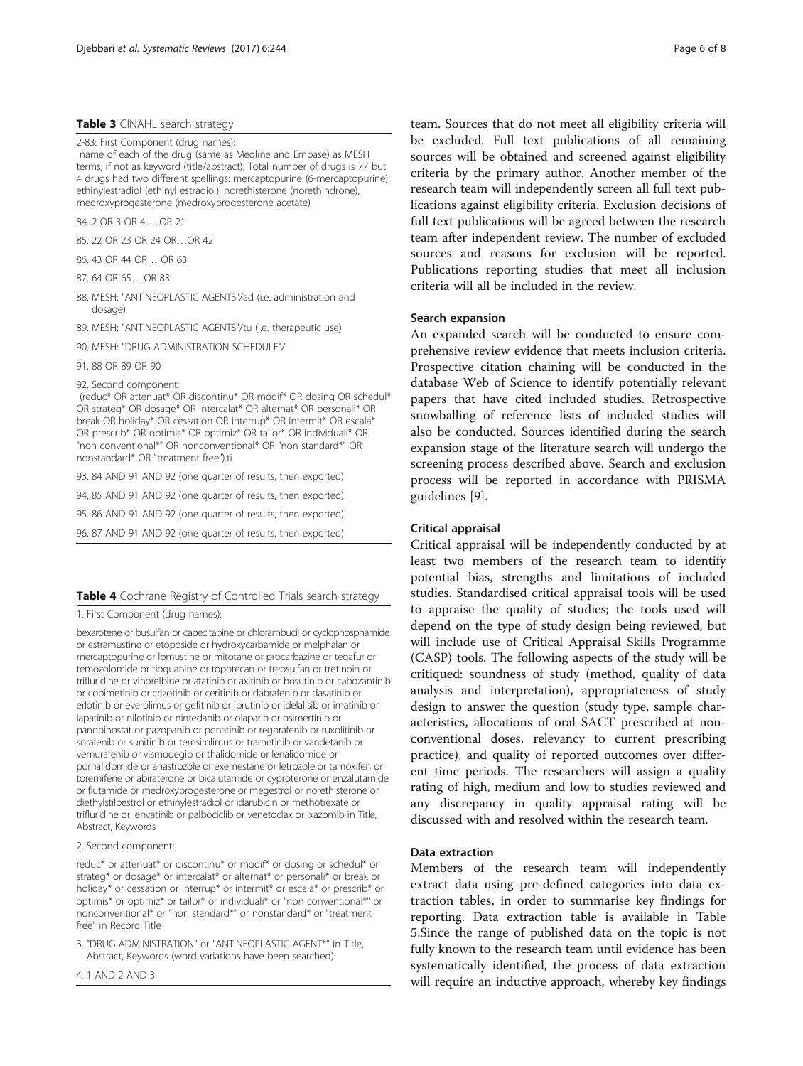**Table 3** CINAHL search strategy

2-83: First Component (drug names):
name of each of the drug (same as Medline and Embase) as MESH terms, if not as keyword (title/abstract). Total number of drugs is 77 but 4 drugs had two different spellings: mercaptopurine (6-mercaptopurine), ethinylestradiol (ethinyl estradiol), norethisterone (norethindrone), medroxyprogesterone (medroxyprogesterone acetate)

84. 2 OR 3 OR 4…..OR 21

85. 22 OR 23 OR 24 OR…OR 42

86. 43 OR 44 OR… OR 63

87. 64 OR 65….OR 83

88. MESH: "ANTINEOPLASTIC AGENTS"/ad (i.e. administration and dosage)

89. MESH: "ANTINEOPLASTIC AGENTS"/tu (i.e. therapeutic use)

90. MESH: "DRUG ADMINISTRATION SCHEDULE"/

91. 88 OR 89 OR 90

92. Second component:
(reduc* OR attenuat* OR discontinu* OR modif* OR dosing OR schedul* OR strateg* OR dosage* OR intercalat* OR alternat* OR personali* OR break OR holiday* OR cessation OR interrup* OR intermit* OR escala* OR prescrib* OR optimis* OR optimiz* OR tailor* OR individuali* OR "non conventional*" OR nonconventional* OR "non standard*" OR nonstandard* OR "treatment free").ti

93. 84 AND 91 AND 92 (one quarter of results, then exported)

94. 85 AND 91 AND 92 (one quarter of results, then exported)

95. 86 AND 91 AND 92 (one quarter of results, then exported)

96. 87 AND 91 AND 92 (one quarter of results, then exported)

**Table 4** Cochrane Registry of Controlled Trials search strategy

1. First Component (drug names):

bexarotene or busulfan or capecitabine or chlorambucil or cyclophosphamide or estramustine or etoposide or hydroxycarbamide or melphalan or mercaptopurine or lomustine or mitotane or procarbazine or tegafur or temozolomide or tioguanine or topotecan or treosulfan or tretinoin or trifluridine or vinorelbine or afatinib or axitinib or bosutinib or cabozantinib or cobimetinib or crizotinib or ceritinib or dabrafenib or dasatinib or erlotinib or everolimus or gefitinib or ibrutinib or idelalisib or imatinib or lapatinib or nilotinib or nintedanib or olaparib or osimertinib or panobinostat or pazopanib or ponatinib or regorafenib or ruxolitinib or sorafenib or sunitinib or temsirolimus or trametinib or vandetanib or vemurafenib or vismodegib or thalidomide or lenalidomide or pomalidomide or anastrozole or exemestane or letrozole or tamoxifen or toremifene or abiraterone or bicalutamide or cyproterone or enzalutamide or flutamide or medroxyprogesterone or megestrol or norethisterone or diethylstilbestrol or ethinylestradiol or idarubicin or methotrexate or trifluridine or lenvatinib or palbociclib or venetoclax or Ixazomib in Title, Abstract, Keywords

2. Second component:

reduc* or attenuat* or discontinu* or modif* or dosing or schedul* or strateg* or dosage* or intercalat* or alternat* or personali* or break or holiday* or cessation or interrup* or intermit* or escala* or prescrib* or optimis* or optimiz* or tailor* or individuali* or "non conventional*" or nonconventional* or "non standard*" or nonstandard* or "treatment free" in Record Title

3. "DRUG ADMINISTRATION" or "ANTINEOPLASTIC AGENT*" in Title, Abstract, Keywords (word variations have been searched)

4. 1 AND 2 AND 3

team. Sources that do not meet all eligibility criteria will be excluded. Full text publications of all remaining sources will be obtained and screened against eligibility criteria by the primary author. Another member of the research team will independently screen all full text publications against eligibility criteria. Exclusion decisions of full text publications will be agreed between the research team after independent review. The number of excluded sources and reasons for exclusion will be reported. Publications reporting studies that meet all inclusion criteria will all be included in the review.

### Search expansion

An expanded search will be conducted to ensure comprehensive review evidence that meets inclusion criteria. Prospective citation chaining will be conducted in the database Web of Science to identify potentially relevant papers that have cited included studies. Retrospective snowballing of reference lists of included studies will also be conducted. Sources identified during the search expansion stage of the literature search will undergo the screening process described above. Search and exclusion process will be reported in accordance with PRISMA guidelines [9].

### Critical appraisal

Critical appraisal will be independently conducted by at least two members of the research team to identify potential bias, strengths and limitations of included studies. Standardised critical appraisal tools will be used to appraise the quality of studies; the tools used will depend on the type of study design being reviewed, but will include use of Critical Appraisal Skills Programme (CASP) tools. The following aspects of the study will be critiqued: soundness of study (method, quality of data analysis and interpretation), appropriateness of study design to answer the question (study type, sample characteristics, allocations of oral SACT prescribed at non-conventional doses, relevancy to current prescribing practice), and quality of reported outcomes over different time periods. The researchers will assign a quality rating of high, medium and low to studies reviewed and any discrepancy in quality appraisal rating will be discussed with and resolved within the research team.

### Data extraction

Members of the research team will independently extract data using pre-defined categories into data extraction tables, in order to summarise key findings for reporting. Data extraction table is available in Table 5.Since the range of published data on the topic is not fully known to the research team until evidence has been systematically identified, the process of data extraction will require an inductive approach, whereby key findings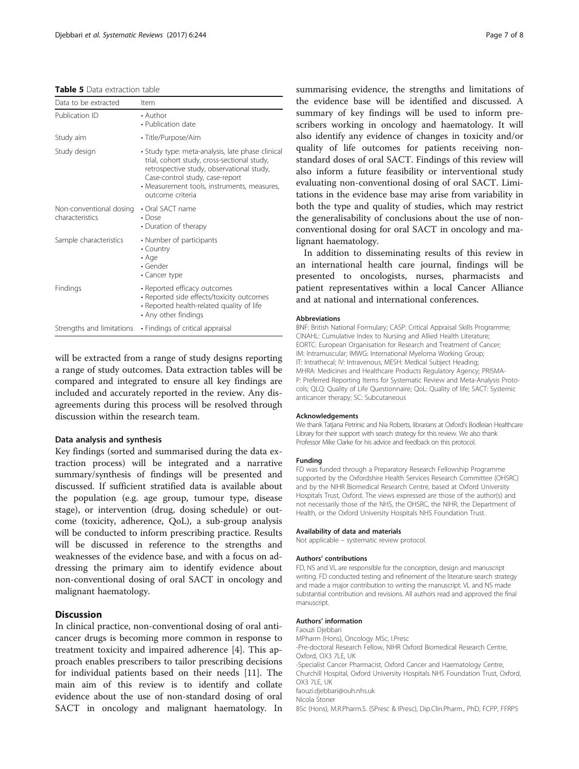**Table 5** Data extraction table

| Data to be extracted | Item |
|---|---|
| Publication ID | • Author<br>• Publication date |
| Study aim | • Title/Purpose/Aim |
| Study design | • Study type: meta-analysis, late phase clinical trial, cohort study, cross-sectional study, retrospective study, observational study, Case-control study, case-report<br>• Measurement tools, instruments, measures, outcome criteria |
| Non-conventional dosing characteristics | • Oral SACT name<br>• Dose<br>• Duration of therapy |
| Sample characteristics | • Number of participants<br>• Country<br>• Age<br>• Gender<br>• Cancer type |
| Findings | • Reported efficacy outcomes<br>• Reported side effects/toxicity outcomes<br>• Reported health-related quality of life<br>• Any other findings |
| Strengths and limitations | • Findings of critical appraisal |

will be extracted from a range of study designs reporting a range of study outcomes. Data extraction tables will be compared and integrated to ensure all key findings are included and accurately reported in the review. Any disagreements during this process will be resolved through discussion within the research team.

### Data analysis and synthesis

Key findings (sorted and summarised during the data extraction process) will be integrated and a narrative summary/synthesis of findings will be presented and discussed. If sufficient stratified data is available about the population (e.g. age group, tumour type, disease stage), or intervention (drug, dosing schedule) or outcome (toxicity, adherence, QoL), a sub-group analysis will be conducted to inform prescribing practice. Results will be discussed in reference to the strengths and weaknesses of the evidence base, and with a focus on addressing the primary aim to identify evidence about non-conventional dosing of oral SACT in oncology and malignant haematology.

## Discussion

In clinical practice, non-conventional dosing of oral anticancer drugs is becoming more common in response to treatment toxicity and impaired adherence [4]. This approach enables prescribers to tailor prescribing decisions for individual patients based on their needs [11]. The main aim of this review is to identify and collate evidence about the use of non-standard dosing of oral SACT in oncology and malignant haematology. In summarising evidence, the strengths and limitations of the evidence base will be identified and discussed. A summary of key findings will be used to inform prescribers working in oncology and haematology. It will also identify any evidence of changes in toxicity and/or quality of life outcomes for patients receiving non-standard doses of oral SACT. Findings of this review will also inform a future feasibility or interventional study evaluating non-conventional dosing of oral SACT. Limitations in the evidence base may arise from variability in both the type and quality of studies, which may restrict the generalisability of conclusions about the use of non-conventional dosing for oral SACT in oncology and malignant haematology.

In addition to disseminating results of this review in an international health care journal, findings will be presented to oncologists, nurses, pharmacists and patient representatives within a local Cancer Alliance and at national and international conferences.

#### Abbreviations

BNF: British National Formulary; CASP: Critical Appraisal Skills Programme; CINAHL: Cumulative Index to Nursing and Allied Health Literature; EORTC: European Organisation for Research and Treatment of Cancer; IM: Intramuscular; IMWG: International Myeloma Working Group; IT: Intrathecal; IV: Intravenous; MESH: Medical Subject Heading; MHRA: Medicines and Healthcare Products Regulatory Agency; PRISMA-P: Preferred Reporting Items for Systematic Review and Meta-Analysis Protocols; QLQ: Quality of Life Questionnaire; QoL: Quality of life; SACT: Systemic anticancer therapy; SC: Subcutaneous

#### Acknowledgements

We thank Tatjana Petrinic and Nia Roberts, librarians at Oxford's Bodleian Healthcare Library for their support with search strategy for this review. We also thank Professor Mike Clarke for his advice and feedback on this protocol.

#### Funding

FD was funded through a Preparatory Research Fellowship Programme supported by the Oxfordshire Health Services Research Committee (OHSRC) and by the NIHR Biomedical Research Centre, based at Oxford University Hospitals Trust, Oxford. The views expressed are those of the author(s) and not necessarily those of the NHS, the OHSRC, the NIHR, the Department of Health, or the Oxford University Hospitals NHS Foundation Trust.

#### Availability of data and materials

Not applicable – systematic review protocol.

#### Authors' contributions

FD, NS and VL are responsible for the conception, design and manuscript writing. FD conducted testing and refinement of the literature search strategy and made a major contribution to writing the manuscript. VL and NS made substantial contribution and revisions. All authors read and approved the final manuscript.

#### Authors' information

Faouzi Djebbari
MPharm (Hons), Oncology MSc, I.Presc
-Pre-doctoral Research Fellow, NIHR Oxford Biomedical Research Centre, Oxford, OX3 7LE, UK
-Specialist Cancer Pharmacist, Oxford Cancer and Haematology Centre, Churchill Hospital, Oxford University Hospitals NHS Foundation Trust, Oxford, OX3 7LE, UK
faouzi.djebbari@ouh.nhs.uk
Nicola Stoner
BSc (Hons), M.R.Pharm.S. (SPresc & IPresc), Dip.Clin.Pharm., PhD, FCPP, FFRPS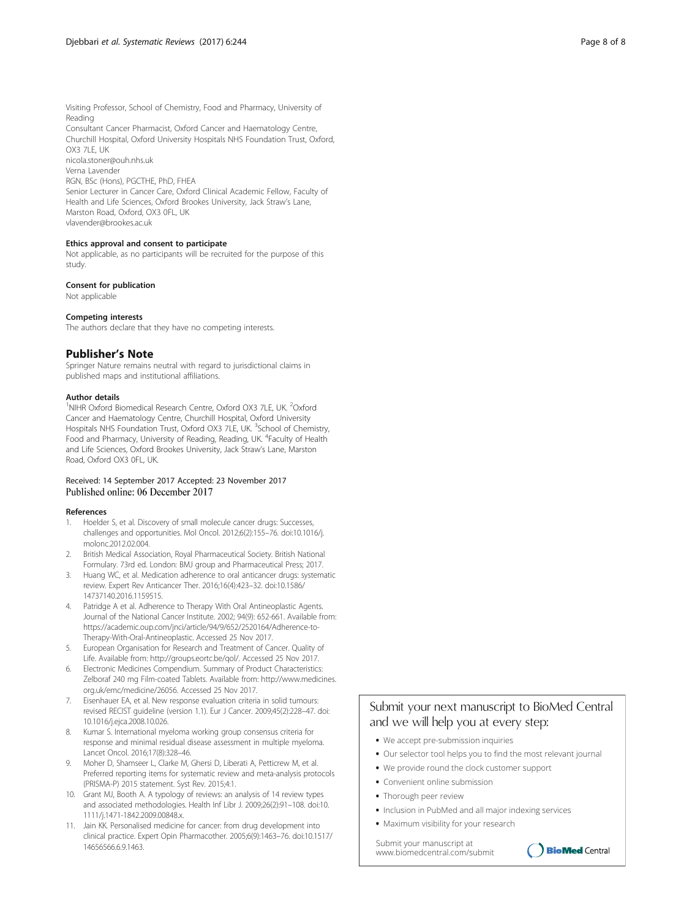Visiting Professor, School of Chemistry, Food and Pharmacy, University of Reading
Consultant Cancer Pharmacist, Oxford Cancer and Haematology Centre, Churchill Hospital, Oxford University Hospitals NHS Foundation Trust, Oxford, OX3 7LE, UK
nicola.stoner@ouh.nhs.uk
Verna Lavender
RGN, BSc (Hons), PGCTHE, PhD, FHEA
Senior Lecturer in Cancer Care, Oxford Clinical Academic Fellow, Faculty of Health and Life Sciences, Oxford Brookes University, Jack Straw's Lane, Marston Road, Oxford, OX3 0FL, UK
vlavender@brookes.ac.uk

#### Ethics approval and consent to participate

Not applicable, as no participants will be recruited for the purpose of this study.

#### Consent for publication

Not applicable

#### Competing interests

The authors declare that they have no competing interests.

## Publisher's Note

Springer Nature remains neutral with regard to jurisdictional claims in published maps and institutional affiliations.

#### Author details

[1]NIHR Oxford Biomedical Research Centre, Oxford OX3 7LE, UK. [2]Oxford Cancer and Haematology Centre, Churchill Hospital, Oxford University Hospitals NHS Foundation Trust, Oxford OX3 7LE, UK. [3]School of Chemistry, Food and Pharmacy, University of Reading, Reading, UK. [4]Faculty of Health and Life Sciences, Oxford Brookes University, Jack Straw's Lane, Marston Road, Oxford OX3 0FL, UK.

Received: 14 September 2017 Accepted: 23 November 2017
Published online: 06 December 2017

#### References

1. Hoelder S, et al. Discovery of small molecule cancer drugs: Successes, challenges and opportunities. Mol Oncol. 2012;6(2):155–76. doi:10.1016/j.molonc.2012.02.004.
2. British Medical Association, Royal Pharmaceutical Society. British National Formulary. 73rd ed. London: BMJ group and Pharmaceutical Press; 2017.
3. Huang WC, et al. Medication adherence to oral anticancer drugs: systematic review. Expert Rev Anticancer Ther. 2016;16(4):423–32. doi:10.1586/14737140.2016.1159515.
4. Patridge A et al. Adherence to Therapy With Oral Antineoplastic Agents. Journal of the National Cancer Institute. 2002; 94(9): 652-661. Available from: https://academic.oup.com/jnci/article/94/9/652/2520164/Adherence-to-Therapy-With-Oral-Antineoplastic. Accessed 25 Nov 2017.
5. European Organisation for Research and Treatment of Cancer. Quality of Life. Available from: http://groups.eortc.be/qol/. Accessed 25 Nov 2017.
6. Electronic Medicines Compendium. Summary of Product Characteristics: Zelboraf 240 mg Film-coated Tablets. Available from: http://www.medicines.org.uk/emc/medicine/26056. Accessed 25 Nov 2017.
7. Eisenhauer EA, et al. New response evaluation criteria in solid tumours: revised RECIST guideline (version 1.1). Eur J Cancer. 2009;45(2):228–47. doi:10.1016/j.ejca.2008.10.026.
8. Kumar S. International myeloma working group consensus criteria for response and minimal residual disease assessment in multiple myeloma. Lancet Oncol. 2016;17(8):328–46.
9. Moher D, Shamseer L, Clarke M, Ghersi D, Liberati A, Petticrew M, et al. Preferred reporting items for systematic review and meta-analysis protocols (PRISMA-P) 2015 statement. Syst Rev. 2015;4:1.
10. Grant MJ, Booth A. A typology of reviews: an analysis of 14 review types and associated methodologies. Health Inf Libr J. 2009;26(2):91–108. doi:10.1111/j.1471-1842.2009.00848.x.
11. Jain KK. Personalised medicine for cancer: from drug development into clinical practice. Expert Opin Pharmacother. 2005;6(9):1463–76. doi:10.1517/14656566.6.9.1463.

Submit your next manuscript to BioMed Central and we will help you at every step:

- We accept pre-submission inquiries
- Our selector tool helps you to find the most relevant journal
- We provide round the clock customer support
- Convenient online submission
- Thorough peer review
- Inclusion in PubMed and all major indexing services
- Maximum visibility for your research

Submit your manuscript at www.biomedcentral.com/submit

BioMed Central